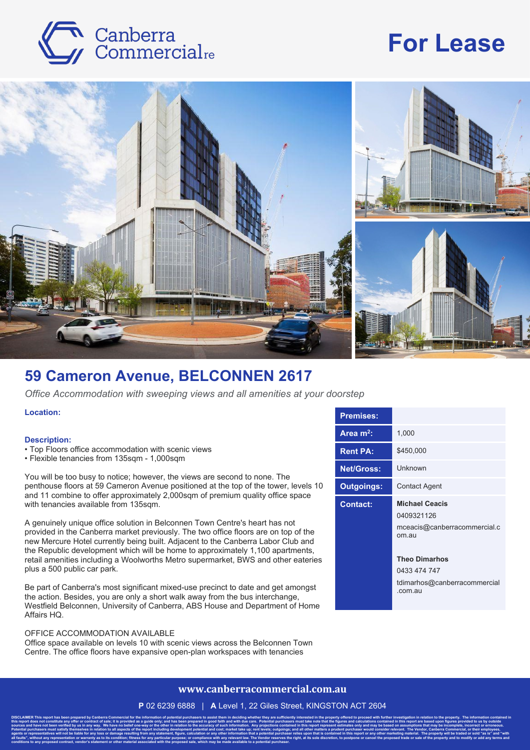Canberra Commercial re

# For Lease

## 59 Cameron Avenue, BELCONNEN 2617

*Office Accommodation with sweeping views and all amenities at your doorstep*

**Location:**

**Description:**

- Top Floors office accommodation with scenic views
- Flexible tenancies from 135sqm - 1,000sqm

You will be too busy to notice; however, the views are second to none. The penthouse floors at 59 Cameron Avenue positioned at the top of the tower, levels 10 and 11 combine to offer approximately 2,000sqm of premium quality office space with tenancies available from 135sqm.

A genuinely unique office solution in Belconnen Town Centre's heart has not provided in the Canberra market previously. The two office floors are on top of the new Mercure Hotel currently being built. Adjacent to the Canberra Labor Club and the Republic development which will be home to approximately 1,100 apartments, retail amenities including a Woolworths Metro supermarket, BWS and other eateries plus a 500 public car park.

Be part of Canberra's most significant mixed-use precinct to date and get amongst the action. Besides, you are only a short walk away from the bus interchange, Westfield Belconnen, University of Canberra, ABS House and Department of Home Affairs HQ.

OFFICE ACCOMMODATION AVAILABLE

Office space available on levels 10 with scenic views across the Belconnen Town Centre. The office floors have expansive open-plan workspaces with tenancies

| Premises: | |
|---|---|
| Area m²: | 1,000 |
| Rent PA: | $450,000 |
| Net/Gross: | Unknown |
| Outgoings: | Contact Agent |
| Contact: | **Michael Ceacis**<br>0409321126<br>mceacis@canberracommercial.com.au<br><br>**Theo Dimarhos**<br>0433 474 747<br>tdimarhos@canberracommercial.com.au |

**www.canberracommercial.com.au**

**P** 02 6239 6888 | **A** Level 1, 22 Giles Street, KINGSTON ACT 2604

**DISCLAIMER** This report has been prepared by Canberra Commercial for the information of potential purchasers to assist them in deciding whether they are sufficiently interested in the property offered to proceed with further investigation in relation to the property. The information contained in this report does not constitute any offer or contract of sale; it is provided as a guide only; and has been prepared in good faith and with due care. Potential purchasers must take note that the figures and calculations contained in this report are based upon figures provided to us by outside sources and have not been verified by us in any way. We have no belief one-way or the other in relation to the accuracy of such information. Any projections contained in this report represent estimates only and may be based on assumptions that may be incomplete, incorrect or erroneous. Potential purchasers must satisfy themselves in relation to all aspects of the report including development potential and cost; market take up; rent levels; outgoings; and all other matters a prudent purchaser would consider relevant. The Vendor, Canberra Commercial, or their employees, agents or representatives will not be liable for any loss or damage resulting from any statement, figure, calculation or any other information that a potential purchaser relies upon that is contained in this report or any other marketing material. The property will be traded or sold "as is" and "with all faults", without any representation or warranty as to its condition; fitness for any particular purpose; or compliance with any relevant law. The Vendor reserves the right, at its sole discretion, to postpone or cancel the proposed trade or sale of the property and to modify or add any terms and conditions to any proposed contract, vendor's statement or other material associated with the proposed sale, which may be made available to a potential purchaser.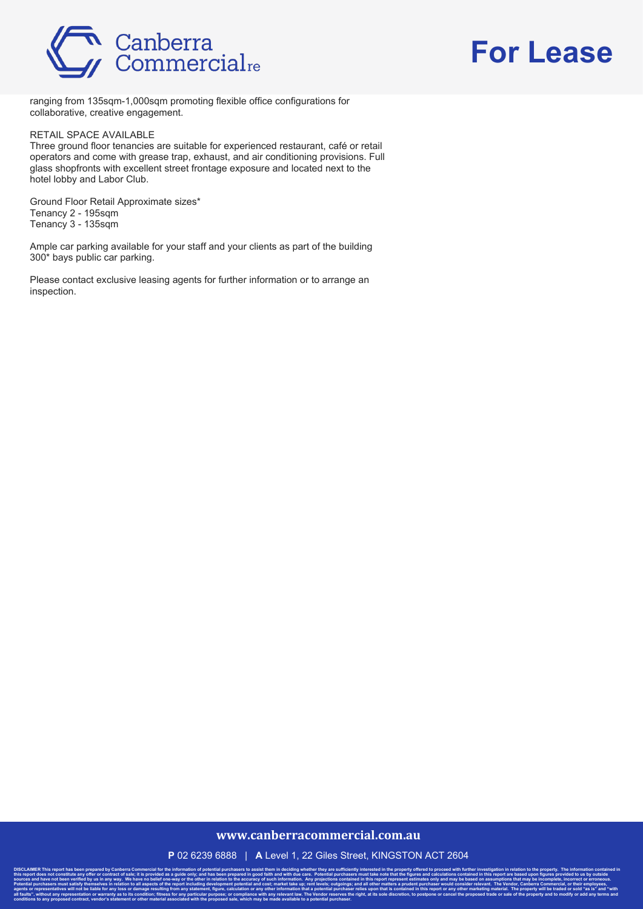ranging from 135sqm-1,000sqm promoting flexible office configurations for collaborative, creative engagement.

RETAIL SPACE AVAILABLE
Three ground floor tenancies are suitable for experienced restaurant, café or retail operators and come with grease trap, exhaust, and air conditioning provisions. Full glass shopfronts with excellent street frontage exposure and located next to the hotel lobby and Labor Club.

Ground Floor Retail Approximate sizes*
Tenancy 2 - 195sqm
Tenancy 3 - 135sqm

Ample car parking available for your staff and your clients as part of the building 300* bays public car parking.

Please contact exclusive leasing agents for further information or to arrange an inspection.

**www.canberracommercial.com.au**

**P** 02 6239 6888 | **A** Level 1, 22 Giles Street, KINGSTON ACT 2604

**DISCLAIMER** This report has been prepared by Canberra Commercial for the information of potential purchasers to assist them in deciding whether they are sufficiently interested in the property offered to proceed with further investigation in relation to the property. The information contained in this report does not constitute any offer or contract of sale; it is provided as a guide only; and has been prepared in good faith and with due care. Potential purchasers must take note that the figures and calculations contained in this report are based upon figures provided to us by outside sources and have not been verified by us in any way. We have no belief one-way or the other in relation to the accuracy of such information. Any projections contained in this report represent estimates only and may be based on assumptions that may be incomplete, incorrect or erroneous. Potential purchasers must satisfy themselves in relation to all aspects of the report including development potential and cost; market take up; rent levels; outgoings; and all other matters a prudent purchaser would consider relevant. The Vendor, Canberra Commercial, or their employees, agents or representatives will not be liable for any loss or damage resulting from any statement, figure, calculation or any other information that a potential purchaser relies upon that is contained in this report or any other marketing material. The property will be traded or sold "as is" and "with all faults", without any representation or warranty as to its condition; fitness for any particular purpose; or compliance with any relevant law. The Vendor reserves the right, at its sole discretion, to postpone or cancel the proposed trade or sale of the property and to modify or add any terms and conditions to any proposed contract, vendor's statement or other material associated with the proposed sale, which may be made available to a potential purchaser.